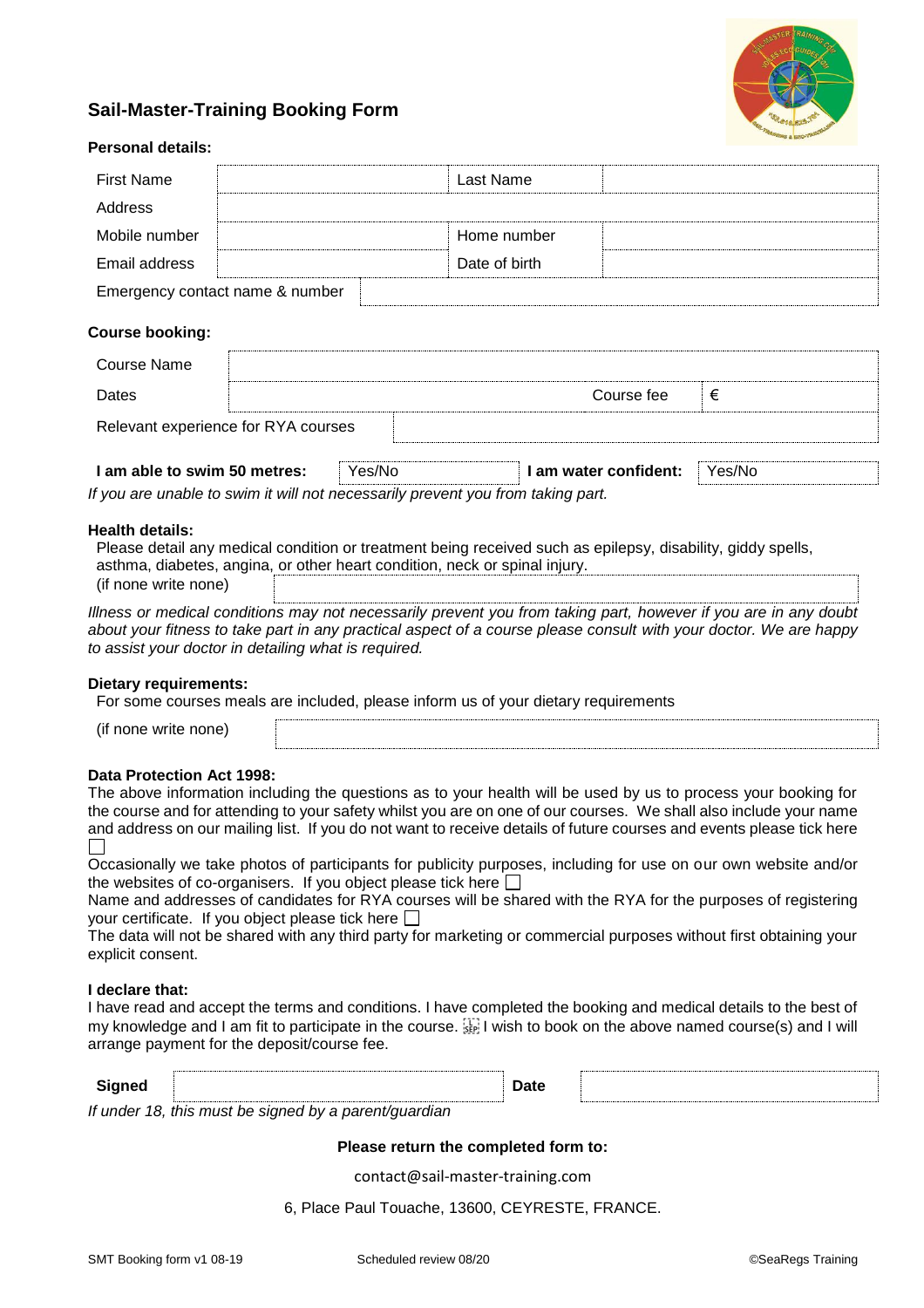# Sail-Master-Training Booking Form

**Personal details:**

| First Name | | Last Name | |
|---|---|---|---|
| Address | | | |
| Mobile number | | Home number | |
| Email address | | Date of birth | |
| Emergency contact name & number | | | |

**Course booking:**

| Course Name | | | |
|---|---|---|---|
| Dates | | Course fee | € |
| Relevant experience for RYA courses | | | |

| **I am able to swim 50 metres:** | Yes/No | **I am water confident:** | Yes/No |
|---|---|---|---|

*If you are unable to swim it will not necessarily prevent you from taking part.*

**Health details:**

Please detail any medical condition or treatment being received such as epilepsy, disability, giddy spells, asthma, diabetes, angina, or other heart condition, neck or spinal injury.

(if none write none)

*Illness or medical conditions may not necessarily prevent you from taking part, however if you are in any doubt about your fitness to take part in any practical aspect of a course please consult with your doctor. We are happy to assist your doctor in detailing what is required.*

**Dietary requirements:**

For some courses meals are included, please inform us of your dietary requirements

(if none write none)

**Data Protection Act 1998:**

The above information including the questions as to your health will be used by us to process your booking for the course and for attending to your safety whilst you are on one of our courses. We shall also include your name and address on our mailing list. If you do not want to receive details of future courses and events please tick here ☐

Occasionally we take photos of participants for publicity purposes, including for use on our own website and/or the websites of co-organisers. If you object please tick here ☐

Name and addresses of candidates for RYA courses will be shared with the RYA for the purposes of registering your certificate. If you object please tick here ☐

The data will not be shared with any third party for marketing or commercial purposes without first obtaining your explicit consent.

**I declare that:**

I have read and accept the terms and conditions. I have completed the booking and medical details to the best of my knowledge and I am fit to participate in the course. I wish to book on the above named course(s) and I will arrange payment for the deposit/course fee.

| **Signed** | | **Date** | |
|---|---|---|---|

*If under 18, this must be signed by a parent/guardian*

**Please return the completed form to:**

contact@sail-master-training.com

6, Place Paul Touache, 13600, CEYRESTE, FRANCE.

SMT Booking form v1 08-19 Scheduled review 08/20 ©SeaRegs Training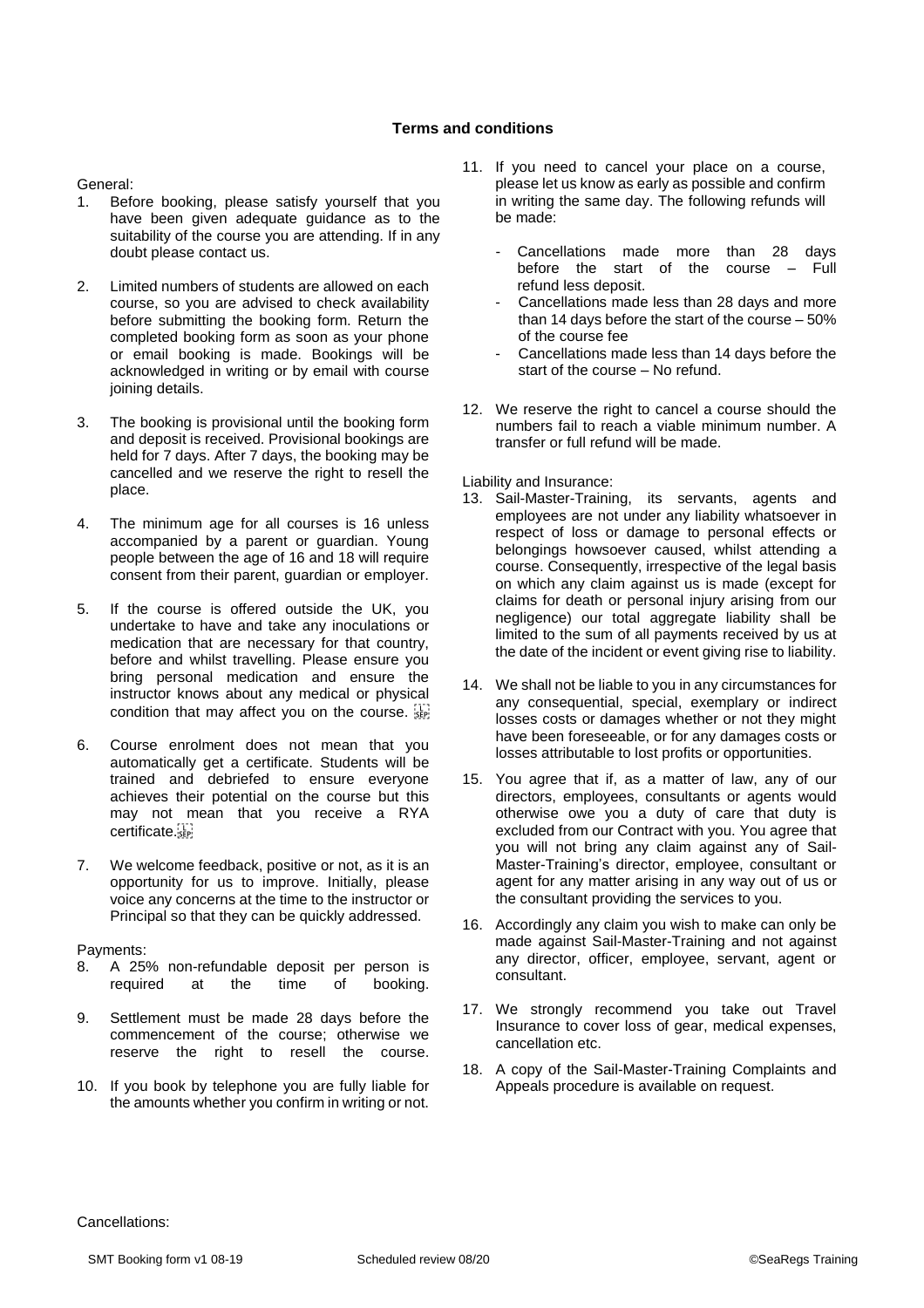**Terms and conditions**

General:

1. Before booking, please satisfy yourself that you have been given adequate guidance as to the suitability of the course you are attending. If in any doubt please contact us.

2. Limited numbers of students are allowed on each course, so you are advised to check availability before submitting the booking form. Return the completed booking form as soon as your phone or email booking is made. Bookings will be acknowledged in writing or by email with course joining details.

3. The booking is provisional until the booking form and deposit is received. Provisional bookings are held for 7 days. After 7 days, the booking may be cancelled and we reserve the right to resell the place.

4. The minimum age for all courses is 16 unless accompanied by a parent or guardian. Young people between the age of 16 and 18 will require consent from their parent, guardian or employer.

5. If the course is offered outside the UK, you undertake to have and take any inoculations or medication that are necessary for that country, before and whilst travelling. Please ensure you bring personal medication and ensure the instructor knows about any medical or physical condition that may affect you on the course.

6. Course enrolment does not mean that you automatically get a certificate. Students will be trained and debriefed to ensure everyone achieves their potential on the course but this may not mean that you receive a RYA certificate.

7. We welcome feedback, positive or not, as it is an opportunity for us to improve. Initially, please voice any concerns at the time to the instructor or Principal so that they can be quickly addressed.

Payments:

8. A 25% non-refundable deposit per person is required at the time of booking.

9. Settlement must be made 28 days before the commencement of the course; otherwise we reserve the right to resell the course.

10. If you book by telephone you are fully liable for the amounts whether you confirm in writing or not.

Cancellations:

11. If you need to cancel your place on a course, please let us know as early as possible and confirm in writing the same day. The following refunds will be made:

    - Cancellations made more than 28 days before the start of the course – Full refund less deposit.
    - Cancellations made less than 28 days and more than 14 days before the start of the course – 50% of the course fee
    - Cancellations made less than 14 days before the start of the course – No refund.

12. We reserve the right to cancel a course should the numbers fail to reach a viable minimum number. A transfer or full refund will be made.

Liability and Insurance:

13. Sail-Master-Training, its servants, agents and employees are not under any liability whatsoever in respect of loss or damage to personal effects or belongings howsoever caused, whilst attending a course. Consequently, irrespective of the legal basis on which any claim against us is made (except for claims for death or personal injury arising from our negligence) our total aggregate liability shall be limited to the sum of all payments received by us at the date of the incident or event giving rise to liability.

14. We shall not be liable to you in any circumstances for any consequential, special, exemplary or indirect losses costs or damages whether or not they might have been foreseeable, or for any damages costs or losses attributable to lost profits or opportunities.

15. You agree that if, as a matter of law, any of our directors, employees, consultants or agents would otherwise owe you a duty of care that duty is excluded from our Contract with you. You agree that you will not bring any claim against any of Sail-Master-Training's director, employee, consultant or agent for any matter arising in any way out of us or the consultant providing the services to you.

16. Accordingly any claim you wish to make can only be made against Sail-Master-Training and not against any director, officer, employee, servant, agent or consultant.

17. We strongly recommend you take out Travel Insurance to cover loss of gear, medical expenses, cancellation etc.

18. A copy of the Sail-Master-Training Complaints and Appeals procedure is available on request.